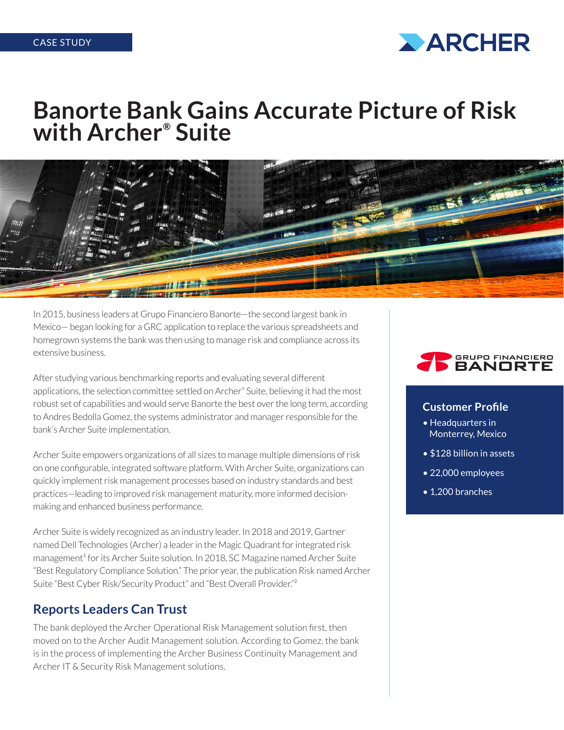CASE STUDY

# Banorte Bank Gains Accurate Picture of Risk with Archer® Suite

In 2015, business leaders at Grupo Financiero Banorte—the second largest bank in Mexico— began looking for a GRC application to replace the various spreadsheets and homegrown systems the bank was then using to manage risk and compliance across its extensive business.

After studying various benchmarking reports and evaluating several different applications, the selection committee settled on Archer® Suite, believing it had the most robust set of capabilities and would serve Banorte the best over the long term, according to Andres Bedolla Gomez, the systems administrator and manager responsible for the bank's Archer Suite implementation.

Archer Suite empowers organizations of all sizes to manage multiple dimensions of risk on one configurable, integrated software platform. With Archer Suite, organizations can quickly implement risk management processes based on industry standards and best practices—leading to improved risk management maturity, more informed decision-making and enhanced business performance.

Archer Suite is widely recognized as an industry leader. In 2018 and 2019, Gartner named Dell Technologies (Archer) a leader in the Magic Quadrant for integrated risk management[1] for its Archer Suite solution. In 2018, SC Magazine named Archer Suite "Best Regulatory Compliance Solution." The prior year, the publication Risk named Archer Suite "Best Cyber Risk/Security Product" and "Best Overall Provider."[2]

## Reports Leaders Can Trust

The bank deployed the Archer Operational Risk Management solution first, then moved on to the Archer Audit Management solution. According to Gomez, the bank is in the process of implementing the Archer Business Continuity Management and Archer IT & Security Risk Management solutions.

GRUPO FINANCIERO BANORTE

### Customer Profile

- Headquarters in Monterrey, Mexico
- $128 billion in assets
- 22,000 employees
- 1,200 branches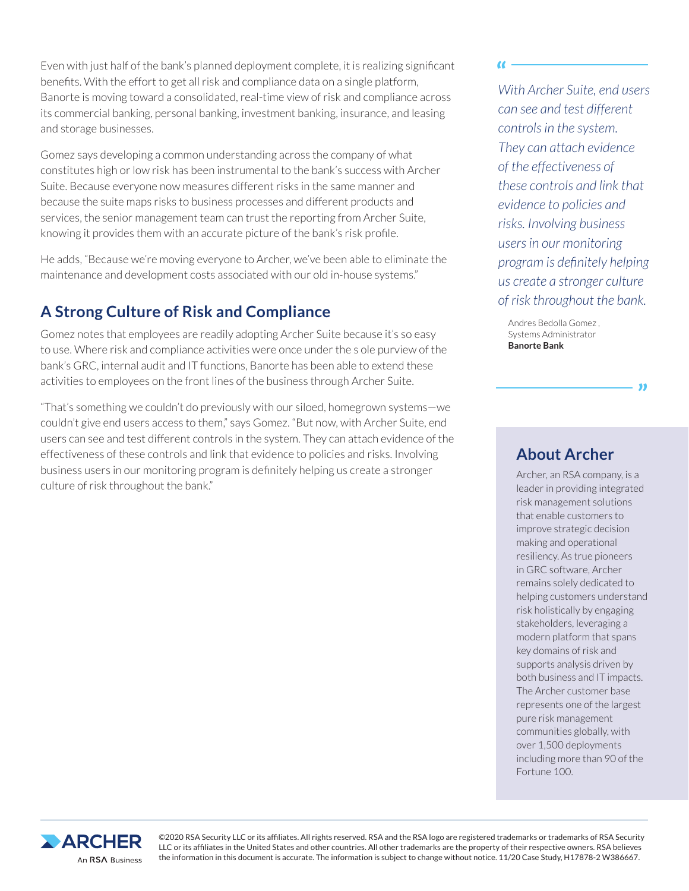Even with just half of the bank's planned deployment complete, it is realizing significant benefits. With the effort to get all risk and compliance data on a single platform, Banorte is moving toward a consolidated, real-time view of risk and compliance across its commercial banking, personal banking, investment banking, insurance, and leasing and storage businesses.

Gomez says developing a common understanding across the company of what constitutes high or low risk has been instrumental to the bank's success with Archer Suite. Because everyone now measures different risks in the same manner and because the suite maps risks to business processes and different products and services, the senior management team can trust the reporting from Archer Suite, knowing it provides them with an accurate picture of the bank's risk profile.

He adds, "Because we're moving everyone to Archer, we've been able to eliminate the maintenance and development costs associated with our old in-house systems."

## A Strong Culture of Risk and Compliance

Gomez notes that employees are readily adopting Archer Suite because it's so easy to use. Where risk and compliance activities were once under the s ole purview of the bank's GRC, internal audit and IT functions, Banorte has been able to extend these activities to employees on the front lines of the business through Archer Suite.

"That's something we couldn't do previously with our siloed, homegrown systems—we couldn't give end users access to them," says Gomez. "But now, with Archer Suite, end users can see and test different controls in the system. They can attach evidence of the effectiveness of these controls and link that evidence to policies and risks. Involving business users in our monitoring program is definitely helping us create a stronger culture of risk throughout the bank."

> *With Archer Suite, end users can see and test different controls in the system. They can attach evidence of the effectiveness of these controls and link that evidence to policies and risks. Involving business users in our monitoring program is definitely helping us create a stronger culture of risk throughout the bank.*
>
> Andres Bedolla Gomez ,
> Systems Administrator
> **Banorte Bank**

## About Archer

Archer, an RSA company, is a leader in providing integrated risk management solutions that enable customers to improve strategic decision making and operational resiliency. As true pioneers in GRC software, Archer remains solely dedicated to helping customers understand risk holistically by engaging stakeholders, leveraging a modern platform that spans key domains of risk and supports analysis driven by both business and IT impacts. The Archer customer base represents one of the largest pure risk management communities globally, with over 1,500 deployments including more than 90 of the Fortune 100.

ARCHER An RSA Business

©2020 RSA Security LLC or its affiliates. All rights reserved. RSA and the RSA logo are registered trademarks or trademarks of RSA Security LLC or its affiliates in the United States and other countries. All other trademarks are the property of their respective owners. RSA believes the information in this document is accurate. The information is subject to change without notice. 11/20 Case Study, H17878-2 W386667.